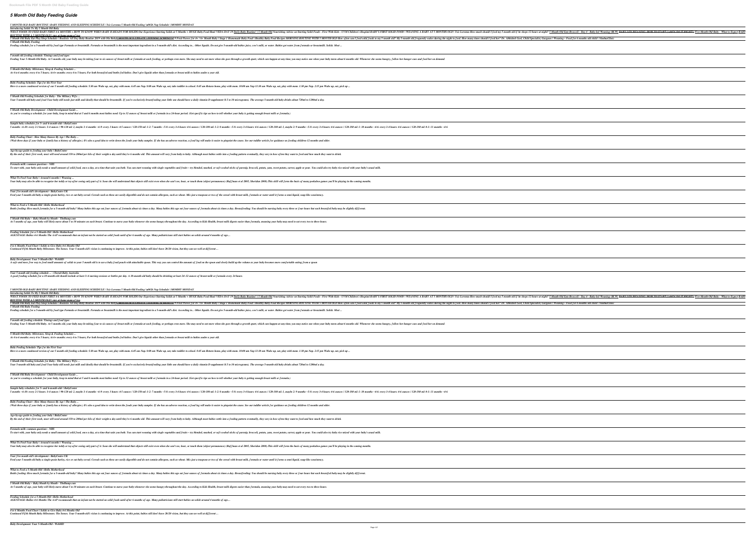# 5 Month Old Baby Feeding Guide

**5 MONTH OLD BABY ROUTINE | BABY FEEDING AND SLEEPING SCHEDULE | Vai Lorenna 5 Month Old Feeding \u0026 Nap Schedule | MOMMY MONDAY**

**Introducing Solids To My 5 Month Old Baby**

WHAT FOODS TO FEED BABY FIRST 4-6 MONTHS + HOW TO KNOW WHEN BABY IS READY FOR SOLIDS Our Experience Starting Solids at 5 Months + HUGE Baby Food Haul VEDA DAY 19 Daily Baby Routine! | 5 Month Old Nourishing Advice on Starting Solid Foods - First Wiki Kids - UVM Children's Hospital BABY'S FIRST SOLID FOOD | WEANING A BABY AT 5 MONTHS OLD | Vai Lorenna How much should I feed my 5 month old if he sleeps 12 hours at night? 5 Month Old Eats Broccoli - Day 8 - Baby-led Weaning (BLW) BABY LED WEANING: HOW TO START (\u0026 DO IT RIGHT!) Five-Month-Old Baby - What to Expect BABY ROUTINE WITH A 5 MONTH OLD | stay at home mom of two

5 Month Old Baby Eat Play Sleep Schedule | Realistic All Day Baby Routine 2019 with Ola Baby5 MONTH OLD UPDATE | FEEDING SCHEDULE 9 Fruit Purees for 4+ / 6+ Month Baby | Stage 1 Homemade Baby Food | Healthy Baby Food Recipes MORNING ROUTINE WITH 5 MONTH OLD How often can I feed solid foods to my 5 month old? My 5-month old frequently wakes during the night to feed. How many times should I feed her? Dr. Abhishek Goel, Child Specialist, Gurgaon | Weaning – Food for 6 months old child | NimbusClinic

**5 Month Old Baby Feeding**

Feeding schedule for a 5-month-old by food type Formula or breastmilk. Formula or breastmilk is the most important ingredient in a 5-month-old's diet. According to... Other liquids. Do not give 5-month-old babies juice, cow's milk, or water. Babies get water from formula or breastmilk. Solids. Most ...

**5 month old feeding schedule: Timings and food types**

Feeding Your 5-Month-Old Baby. At 5 months old, your baby may be taking four to six ounces of breast milk or formula at each feeding, or perhaps even more. She may need to eat more when she goes through a growth spurt, which can happen at any time; you may notice one when your baby turns about 6 months old. Whenever she seems hungry, follow her hunger cues and feed her on demand.

**5-Month-Old Baby: Milestones, Sleep & Feeding Schedule ...**

At 4 to 6 months: every 4 to 5 hours; At 6+ months: every 4 to 5 hours; For both breastfed and bottle-fed babies. Don't give liquids other than formula or breast milk to babies under a year old.

**Baby Feeding Schedule: Tips for the First Year**

Here is a more condensed version of our 5 month old feeding schedule: 5:30 am Wake up, eat, play with mom. 6:45 am Nap. 8:00 am Wake up, eat, take toddler to school. 8:45 am Return home, play with mom. 10:00 am Nap 11:30 am Wake up, eat, play with mom. 1:30 pm Nap. 2:15 pm Wake up, eat, pick up ...

**5 Month Old Feeding Schedule for Baby - The Military Wife ...**

Your 5-month-old baby and food Your baby still needs just milk and ideally that should be breastmilk. If you're exclusively breastfeeding your little one should have a daily vitamin D supplement (8.5 to 10 micrograms). The average 5-month-old baby drinks about 720ml to 1200ml a day.

**5 Month Old Baby Development - Child Development Guide ...**

As you're creating a schedule for your baby, keep in mind that at 5 and 6 months most babies need: Up to 32 ounces of breast milk or formula in a 24-hour period. (Get specific tips on how to tell whether your baby is getting enough breast milk or formula.)

**Sample baby schedules for 5- and 6-month-olds | BabyCenter**

5 months: ~6-10: every 2-3 hours: 3-4 ounces / 90-120 ml: 2, maybe 3: 6 months: ~6-9: every 3 hours: 4-5 ounces / 120-150 ml: 1-2: 7 months: ~5-8: every 3-4 hours: 4-6 ounces / 120-180 ml: 1-2: 8 months: ~5-8: every 3-4 hours: 4-6 ounces / 120-180 ml: 1, maybe 2: 9 months: ~5-8: every 3-4 hours: 4-6 ounces / 120-180 ml: 1: 10 months: ~4-6: every 3-4 hours: 4-6 ounces / 120-180 ml: 0-1: 11 months: ~4-6

**Baby Feeding Chart - How Many Ounces By Age | The Baby ...**

(Wait three days if your baby or family has a history of allergies.) It's also a good idea to write down the foods your baby samples. If she has an adverse reaction, a food log will make it easier to pinpoint the cause. See our toddler article for guidance on feeding children 12 months and older.

**Age-by-age guide to feeding your baby | BabyCenter**

By the end of their first week, most will need around 150 to 200ml per kilo of their weight a day until they're 6 months old. This amount will vary from baby to baby. Although most babies settle into a feeding pattern eventually, they vary in how often they want to feed and how much they want to drink.

**Formula milk: common questions - NHS**

To start with, your baby only needs a small amount of solid food, once a day, at a time that suits you both. You can start weaning with single vegetables and fruits – try blended, mashed, or soft cooked sticks of parsnip, broccoli, potato, yam, sweet potato, carrot, apple or pear. You could also try baby rice mixed with your baby's usual milk.

**What To Feed Your Baby | Around 6 months | Weaning ...**

Your baby may also be able to recognize her teddy or toy after seeing only part of it. Soon she will understand that objects still exist even when she can't see, hear, or touch them (object permanence) (Ruffman et al 2005, Sheridan 2008). This skill will form the basis of many peekaboo games you'll be playing in the coming months.

**Your five-month-old's development - BabyCentre UK**

Feed your 5-month-old baby a single-grain barley, rice or oat baby cereal. Cereals such as these are easily digestible and do not contain allergens, such as wheat. Mix just a teaspoon or two of the cereal with breast milk, formula or water until it forms a semi-liquid, soup-like consistency.

**What to Feed a 5-Month-Old | Hello Motherhood**

Bottle feeding: How much formula for a 5-month-old baby? Many babies this age eat four ounces of formula about six times a day. Many babies this age eat four ounces of formula about six times a day. Breastfeeding: You should be nursing baby every three or four hours but each breastfed baby may be slightly different.

**5 Month Old Baby – Baby Month by Month - TheBump.com**

At 5 months of age, your baby will likely nurse about 5 to 10 minutes on each breast. Continue to nurse your baby whenever she seems hungry throughout the day. According to Kids Health, breast milk digests easier than formula, meaning your baby may need to eat every two to three hours.

**Feeding Schedule for a 5-Month-Old | Hello Motherhood**

AGE/STAGE: Babies 4-6 Months The AAP recommends that an infant not be started on solid foods until after 6 months of age. Many pediatricians still start babies on solids around 4 months of age...

**4 to 6 Months Food Chart | Solids to Give Baby 4-6 Months Old**

Continued Fifth Month Baby Milestones: The Senses. Your 5-month-old's vision is continuing to improve. At this point, babies still don't have 20/20 vision, but they can see well at different ...

**Baby Development: Your 5-Month-Old - WebMD**

A safe and mess free way to feed small amounts of solids to your 5 month old is to use a baby food pouch with attachable spoon. This way you can control the amount of food on the spoon and slowly build up the volume as your baby becomes more comfortable eating from a spoon

**Your 5 month old feeding schedule ... - Cherub Baby Australia**

A good feeding schedule for a 10-month-old should include at least 3–4 nursing sessions or bottles per day. A 10-month-old baby should be drinking at least 24–32 ounces of breast milk or formula every 24 hours.

**5 MONTH OLD BABY ROUTINE | BABY FEEDING AND SLEEPING SCHEDULE | Vai Lorenna 5 Month Old Feeding \u0026 Nap Schedule | MOMMY MONDAY**

**Introducing Solids To My 5 Month Old Baby**

WHAT FOODS TO FEED BABY FIRST 4-6 MONTHS + HOW TO KNOW WHEN BABY IS READY FOR SOLIDS Our Experience Starting Solids at 5 Months + HUGE Baby Food Haul VEDA DAY 19 Daily Baby Routine! | 5 Month Old Nourishing Advice on Starting Solid Foods - First Wiki Kids - UVM Children's Hospital BABY'S FIRST SOLID FOOD | WEANING A BABY AT 5 MONTHS OLD | Vai Lorenna How much should I feed my 5 month old if he sleeps 12 hours at night? 5 Month Old Eats Broccoli - Day 8 - Baby-led Weaning (BLW) BABY LED WEANING: HOW TO START (\u0026 DO IT RIGHT!) Five-Month-Old Baby - What to Expect BABY ROUTINE WITH A 5 MONTH OLD | stay at home mom of two

5 Month Old Baby Eat Play Sleep Schedule | Realistic All Day Baby Routine 2019 with Ola Baby5 MONTH OLD UPDATE | FEEDING SCHEDULE 9 Fruit Purees for 4+ / 6+ Month Baby | Stage 1 Homemade Baby Food | Healthy Baby Food Recipes MORNING ROUTINE WITH 5 MONTH OLD How often can I feed solid foods to my 5 month old? My 5-month old frequently wakes during the night to feed. How many times should I feed her? Dr. Abhishek Goel, Child Specialist, Gurgaon | Weaning – Food for 6 months old child | NimbusClinic

**5 Month Old Baby Feeding**

Feeding schedule for a 5-month-old by food type Formula or breastmilk. Formula or breastmilk is the most important ingredient in a 5-month-old's diet. According to... Other liquids. Do not give 5-month-old babies juice, cow's milk, or water. Babies get water from formula or breastmilk. Solids. Most ...

**5 month old feeding schedule: Timings and food types**

Feeding Your 5-Month-Old Baby. At 5 months old, your baby may be taking four to six ounces of breast milk or formula at each feeding, or perhaps even more. She may need to eat more when she goes through a growth spurt, which can happen at any time; you may notice one when your baby turns about 6 months old. Whenever she seems hungry, follow her hunger cues and feed her on demand.

**5-Month-Old Baby: Milestones, Sleep & Feeding Schedule ...**

At 4 to 6 months: every 4 to 5 hours; At 6+ months: every 4 to 5 hours; For both breastfed and bottle-fed babies. Don't give liquids other than formula or breast milk to babies under a year old.

**Baby Feeding Schedule: Tips for the First Year**

Here is a more condensed version of our 5 month old feeding schedule: 5:30 am Wake up, eat, play with mom. 6:45 am Nap. 8:00 am Wake up, eat, take toddler to school. 8:45 am Return home, play with mom. 10:00 am Nap 11:30 am Wake up, eat, play with mom. 1:30 pm Nap. 2:15 pm Wake up, eat, pick up ...

**5 Month Old Feeding Schedule for Baby - The Military Wife ...**

Your 5-month-old baby and food Your baby still needs just milk and ideally that should be breastmilk. If you're exclusively breastfeeding your little one should have a daily vitamin D supplement (8.5 to 10 micrograms). The average 5-month-old baby drinks about 720ml to 1200ml a day.

**5 Month Old Baby Development - Child Development Guide ...**

As you're creating a schedule for your baby, keep in mind that at 5 and 6 months most babies need: Up to 32 ounces of breast milk or formula in a 24-hour period. (Get specific tips on how to tell whether your baby is getting enough breast milk or formula.)

**Sample baby schedules for 5- and 6-month-olds | BabyCenter**

5 months: ~6-10: every 2-3 hours: 3-4 ounces / 90-120 ml: 2, maybe 3: 6 months: ~6-9: every 3 hours: 4-5 ounces / 120-150 ml: 1-2: 7 months: ~5-8: every 3-4 hours: 4-6 ounces / 120-180 ml: 1-2: 8 months: ~5-8: every 3-4 hours: 4-6 ounces / 120-180 ml: 1, maybe 2: 9 months: ~5-8: every 3-4 hours: 4-6 ounces / 120-180 ml: 1: 10 months: ~4-6: every 3-4 hours: 4-6 ounces / 120-180 ml: 0-1: 11 months: ~4-6

**Baby Feeding Chart - How Many Ounces By Age | The Baby ...**

(Wait three days if your baby or family has a history of allergies.) It's also a good idea to write down the foods your baby samples. If she has an adverse reaction, a food log will make it easier to pinpoint the cause. See our toddler article for guidance on feeding children 12 months and older.

**Age-by-age guide to feeding your baby | BabyCenter**

By the end of their first week, most will need around 150 to 200ml per kilo of their weight a day until they're 6 months old. This amount will vary from baby to baby. Although most babies settle into a feeding pattern eventually, they vary in how often they want to feed and how much they want to drink.

**Formula milk: common questions - NHS**

To start with, your baby only needs a small amount of solid food, once a day, at a time that suits you both. You can start weaning with single vegetables and fruits – try blended, mashed, or soft cooked sticks of parsnip, broccoli, potato, yam, sweet potato, carrot, apple or pear. You could also try baby rice mixed with your baby's usual milk.

**What To Feed Your Baby | Around 6 months | Weaning ...**

Your baby may also be able to recognize her teddy or toy after seeing only part of it. Soon she will understand that objects still exist even when she can't see, hear, or touch them (object permanence) (Ruffman et al 2005, Sheridan 2008). This skill will form the basis of many peekaboo games you'll be playing in the coming months.

**Your five-month-old's development - BabyCentre UK**

Feed your 5-month-old baby a single-grain barley, rice or oat baby cereal. Cereals such as these are easily digestible and do not contain allergens, such as wheat. Mix just a teaspoon or two of the cereal with breast milk, formula or water until it forms a semi-liquid, soup-like consistency.

**What to Feed a 5-Month-Old | Hello Motherhood**

Bottle feeding: How much formula for a 5-month-old baby? Many babies this age eat four ounces of formula about six times a day. Many babies this age eat four ounces of formula about six times a day. Breastfeeding: You should be nursing baby every three or four hours but each breastfed baby may be slightly different.

**5 Month Old Baby – Baby Month by Month - TheBump.com**

At 5 months of age, your baby will likely nurse about 5 to 10 minutes on each breast. Continue to nurse your baby whenever she seems hungry throughout the day. According to Kids Health, breast milk digests easier than formula, meaning your baby may need to eat every two to three hours.

**Feeding Schedule for a 5-Month-Old | Hello Motherhood**

AGE/STAGE: Babies 4-6 Months The AAP recommends that an infant not be started on solid foods until after 6 months of age. Many pediatricians still start babies on solids around 4 months of age...

**4 to 6 Months Food Chart | Solids to Give Baby 4-6 Months Old**

Continued Fifth Month Baby Milestones: The Senses. Your 5-month-old's vision is continuing to improve. At this point, babies still don't have 20/20 vision, but they can see well at different ...

**Baby Development: Your 5-Month-Old - WebMD**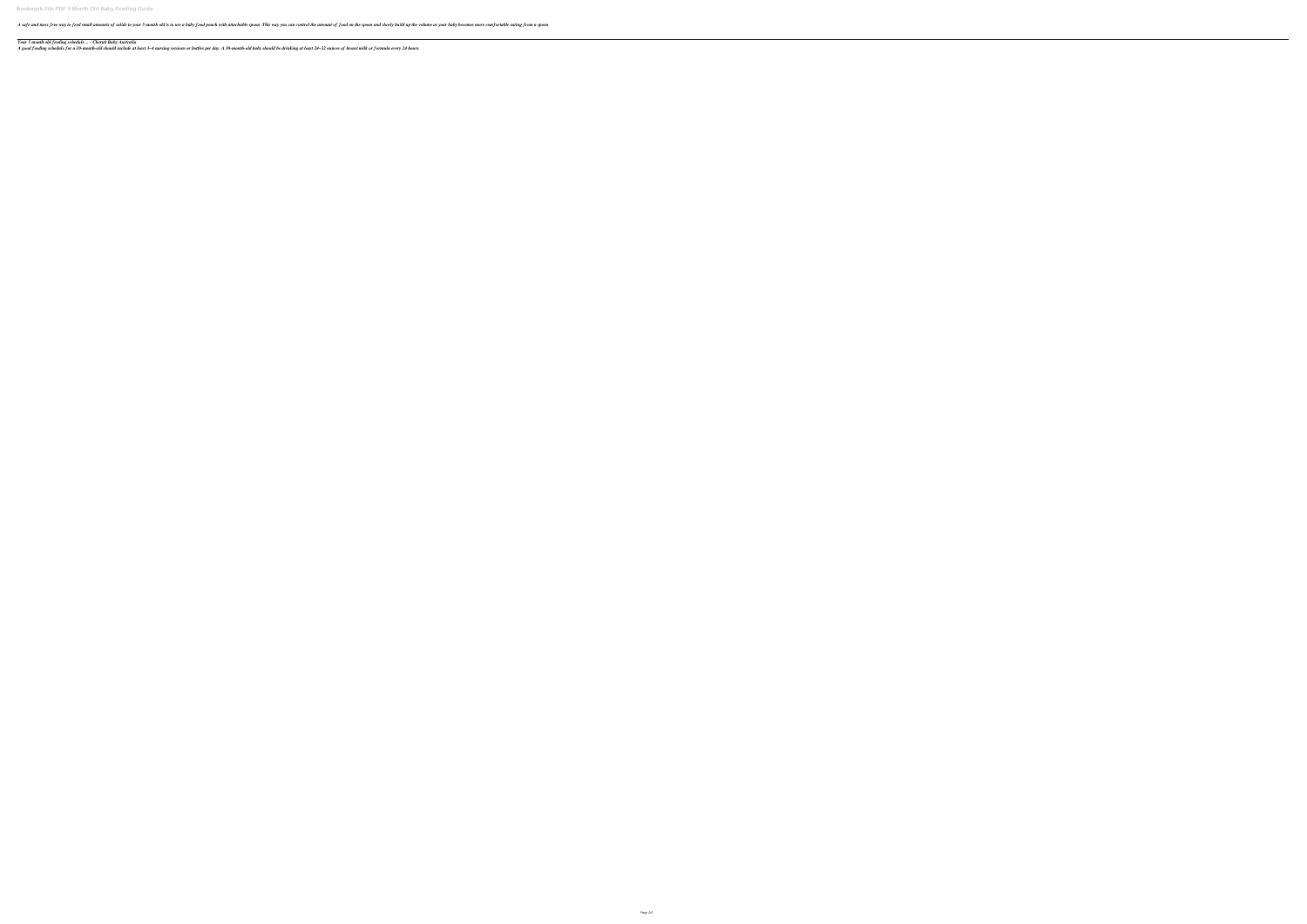*A safe and mess free way to feed small amounts of solids to your 5 month old is to use a baby food pouch with attachable spoon. This way you can control the amount of food on the spoon and slowly build up the volume as your baby becomes more comfortable eating from a spoon.*

---

*Your 5 month old feeding schedule ... - Cherub Baby Australia*

*A good feeding schedule for a 10-month-old should include at least 3–4 nursing sessions or bottles per day. A 10-month-old baby should be drinking at least 24–32 ounces of breast milk or formula every 24 hours.*